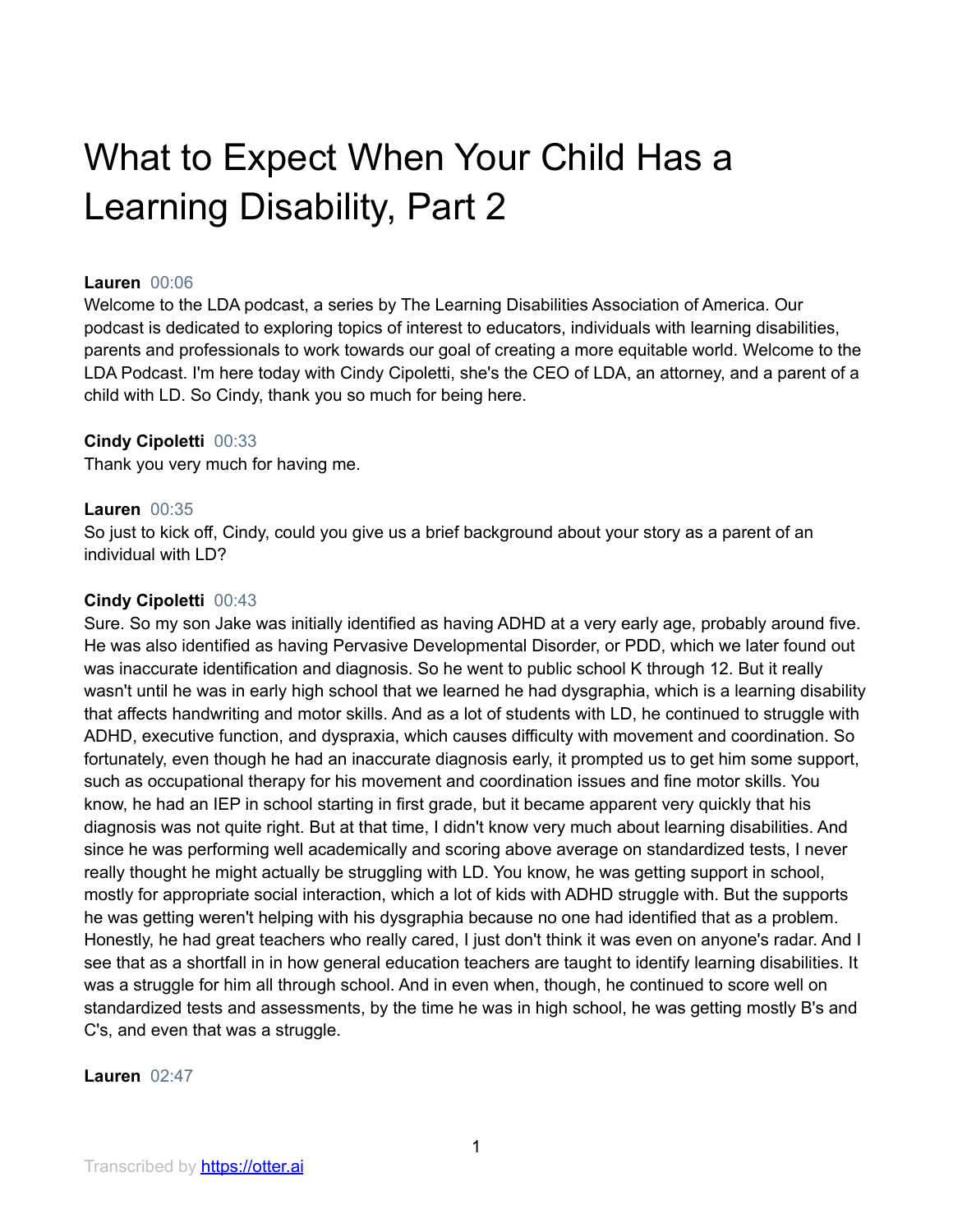# What to Expect When Your Child Has a Learning Disability, Part 2

**Lauren** 00:06
Welcome to the LDA podcast, a series by The Learning Disabilities Association of America. Our podcast is dedicated to exploring topics of interest to educators, individuals with learning disabilities, parents and professionals to work towards our goal of creating a more equitable world. Welcome to the LDA Podcast. I'm here today with Cindy Cipoletti, she's the CEO of LDA, an attorney, and a parent of a child with LD. So Cindy, thank you so much for being here.

**Cindy Cipoletti** 00:33
Thank you very much for having me.

**Lauren** 00:35
So just to kick off, Cindy, could you give us a brief background about your story as a parent of an individual with LD?

**Cindy Cipoletti** 00:43
Sure. So my son Jake was initially identified as having ADHD at a very early age, probably around five. He was also identified as having Pervasive Developmental Disorder, or PDD, which we later found out was inaccurate identification and diagnosis. So he went to public school K through 12. But it really wasn't until he was in early high school that we learned he had dysgraphia, which is a learning disability that affects handwriting and motor skills. And as a lot of students with LD, he continued to struggle with ADHD, executive function, and dyspraxia, which causes difficulty with movement and coordination. So fortunately, even though he had an inaccurate diagnosis early, it prompted us to get him some support, such as occupational therapy for his movement and coordination issues and fine motor skills. You know, he had an IEP in school starting in first grade, but it became apparent very quickly that his diagnosis was not quite right. But at that time, I didn't know very much about learning disabilities. And since he was performing well academically and scoring above average on standardized tests, I never really thought he might actually be struggling with LD. You know, he was getting support in school, mostly for appropriate social interaction, which a lot of kids with ADHD struggle with. But the supports he was getting weren't helping with his dysgraphia because no one had identified that as a problem. Honestly, he had great teachers who really cared, I just don't think it was even on anyone's radar. And I see that as a shortfall in in how general education teachers are taught to identify learning disabilities. It was a struggle for him all through school. And in even when, though, he continued to score well on standardized tests and assessments, by the time he was in high school, he was getting mostly B's and C's, and even that was a struggle.

**Lauren** 02:47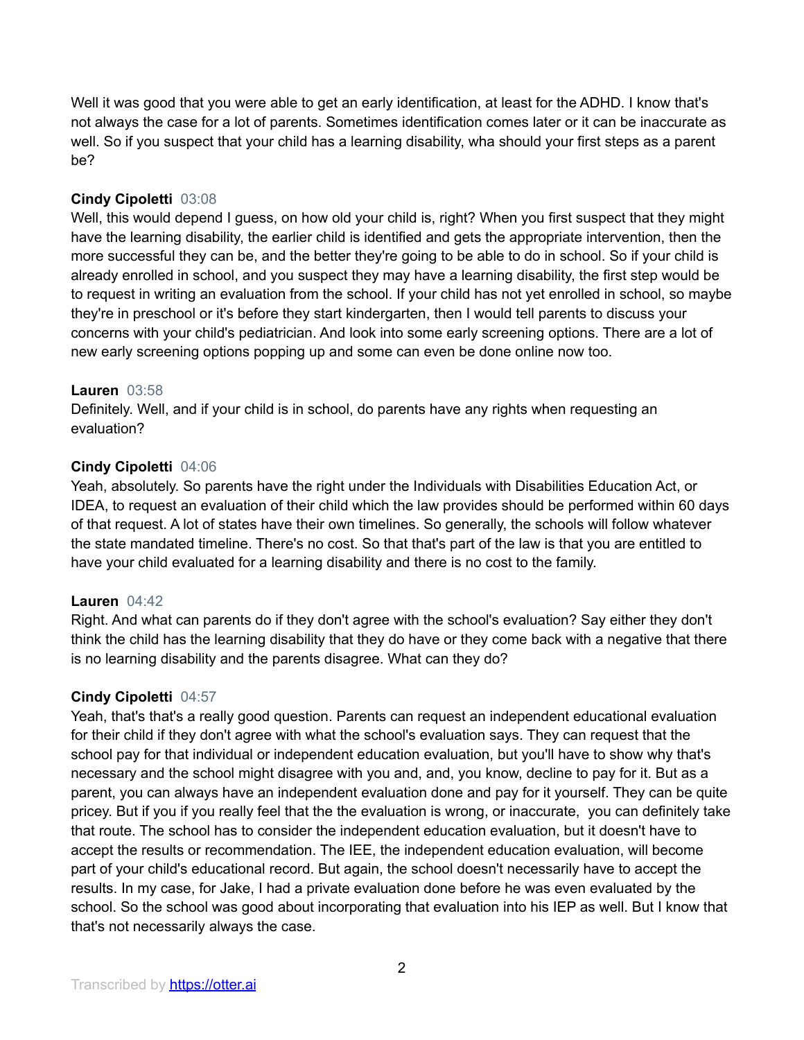Well it was good that you were able to get an early identification, at least for the ADHD. I know that's not always the case for a lot of parents. Sometimes identification comes later or it can be inaccurate as well. So if you suspect that your child has a learning disability, wha should your first steps as a parent be?

**Cindy Cipoletti** 03:08
Well, this would depend I guess, on how old your child is, right? When you first suspect that they might have the learning disability, the earlier child is identified and gets the appropriate intervention, then the more successful they can be, and the better they're going to be able to do in school. So if your child is already enrolled in school, and you suspect they may have a learning disability, the first step would be to request in writing an evaluation from the school. If your child has not yet enrolled in school, so maybe they're in preschool or it's before they start kindergarten, then I would tell parents to discuss your concerns with your child's pediatrician. And look into some early screening options. There are a lot of new early screening options popping up and some can even be done online now too.

**Lauren** 03:58
Definitely. Well, and if your child is in school, do parents have any rights when requesting an evaluation?

**Cindy Cipoletti** 04:06
Yeah, absolutely. So parents have the right under the Individuals with Disabilities Education Act, or IDEA, to request an evaluation of their child which the law provides should be performed within 60 days of that request. A lot of states have their own timelines. So generally, the schools will follow whatever the state mandated timeline. There's no cost. So that that's part of the law is that you are entitled to have your child evaluated for a learning disability and there is no cost to the family.

**Lauren** 04:42
Right. And what can parents do if they don't agree with the school's evaluation? Say either they don't think the child has the learning disability that they do have or they come back with a negative that there is no learning disability and the parents disagree. What can they do?

**Cindy Cipoletti** 04:57
Yeah, that's that's a really good question. Parents can request an independent educational evaluation for their child if they don't agree with what the school's evaluation says. They can request that the school pay for that individual or independent education evaluation, but you'll have to show why that's necessary and the school might disagree with you and, and, you know, decline to pay for it. But as a parent, you can always have an independent evaluation done and pay for it yourself. They can be quite pricey. But if you if you really feel that the the evaluation is wrong, or inaccurate, you can definitely take that route. The school has to consider the independent education evaluation, but it doesn't have to accept the results or recommendation. The IEE, the independent education evaluation, will become part of your child's educational record. But again, the school doesn't necessarily have to accept the results. In my case, for Jake, I had a private evaluation done before he was even evaluated by the school. So the school was good about incorporating that evaluation into his IEP as well. But I know that that's not necessarily always the case.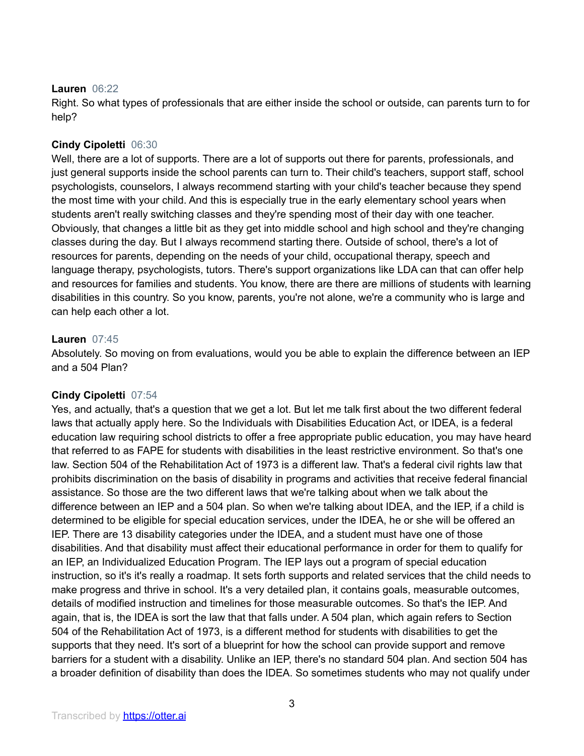**Lauren** 06:22
Right. So what types of professionals that are either inside the school or outside, can parents turn to for help?

**Cindy Cipoletti** 06:30
Well, there are a lot of supports. There are a lot of supports out there for parents, professionals, and just general supports inside the school parents can turn to. Their child's teachers, support staff, school psychologists, counselors, I always recommend starting with your child's teacher because they spend the most time with your child. And this is especially true in the early elementary school years when students aren't really switching classes and they're spending most of their day with one teacher. Obviously, that changes a little bit as they get into middle school and high school and they're changing classes during the day. But I always recommend starting there. Outside of school, there's a lot of resources for parents, depending on the needs of your child, occupational therapy, speech and language therapy, psychologists, tutors. There's support organizations like LDA can that can offer help and resources for families and students. You know, there are there are millions of students with learning disabilities in this country. So you know, parents, you're not alone, we're a community who is large and can help each other a lot.

**Lauren** 07:45
Absolutely. So moving on from evaluations, would you be able to explain the difference between an IEP and a 504 Plan?

**Cindy Cipoletti** 07:54
Yes, and actually, that's a question that we get a lot. But let me talk first about the two different federal laws that actually apply here. So the Individuals with Disabilities Education Act, or IDEA, is a federal education law requiring school districts to offer a free appropriate public education, you may have heard that referred to as FAPE for students with disabilities in the least restrictive environment. So that's one law. Section 504 of the Rehabilitation Act of 1973 is a different law. That's a federal civil rights law that prohibits discrimination on the basis of disability in programs and activities that receive federal financial assistance. So those are the two different laws that we're talking about when we talk about the difference between an IEP and a 504 plan. So when we're talking about IDEA, and the IEP, if a child is determined to be eligible for special education services, under the IDEA, he or she will be offered an IEP. There are 13 disability categories under the IDEA, and a student must have one of those disabilities. And that disability must affect their educational performance in order for them to qualify for an IEP, an Individualized Education Program. The IEP lays out a program of special education instruction, so it's it's really a roadmap. It sets forth supports and related services that the child needs to make progress and thrive in school. It's a very detailed plan, it contains goals, measurable outcomes, details of modified instruction and timelines for those measurable outcomes. So that's the IEP. And again, that is, the IDEA is sort the law that that falls under. A 504 plan, which again refers to Section 504 of the Rehabilitation Act of 1973, is a different method for students with disabilities to get the supports that they need. It's sort of a blueprint for how the school can provide support and remove barriers for a student with a disability. Unlike an IEP, there's no standard 504 plan. And section 504 has a broader definition of disability than does the IDEA. So sometimes students who may not qualify under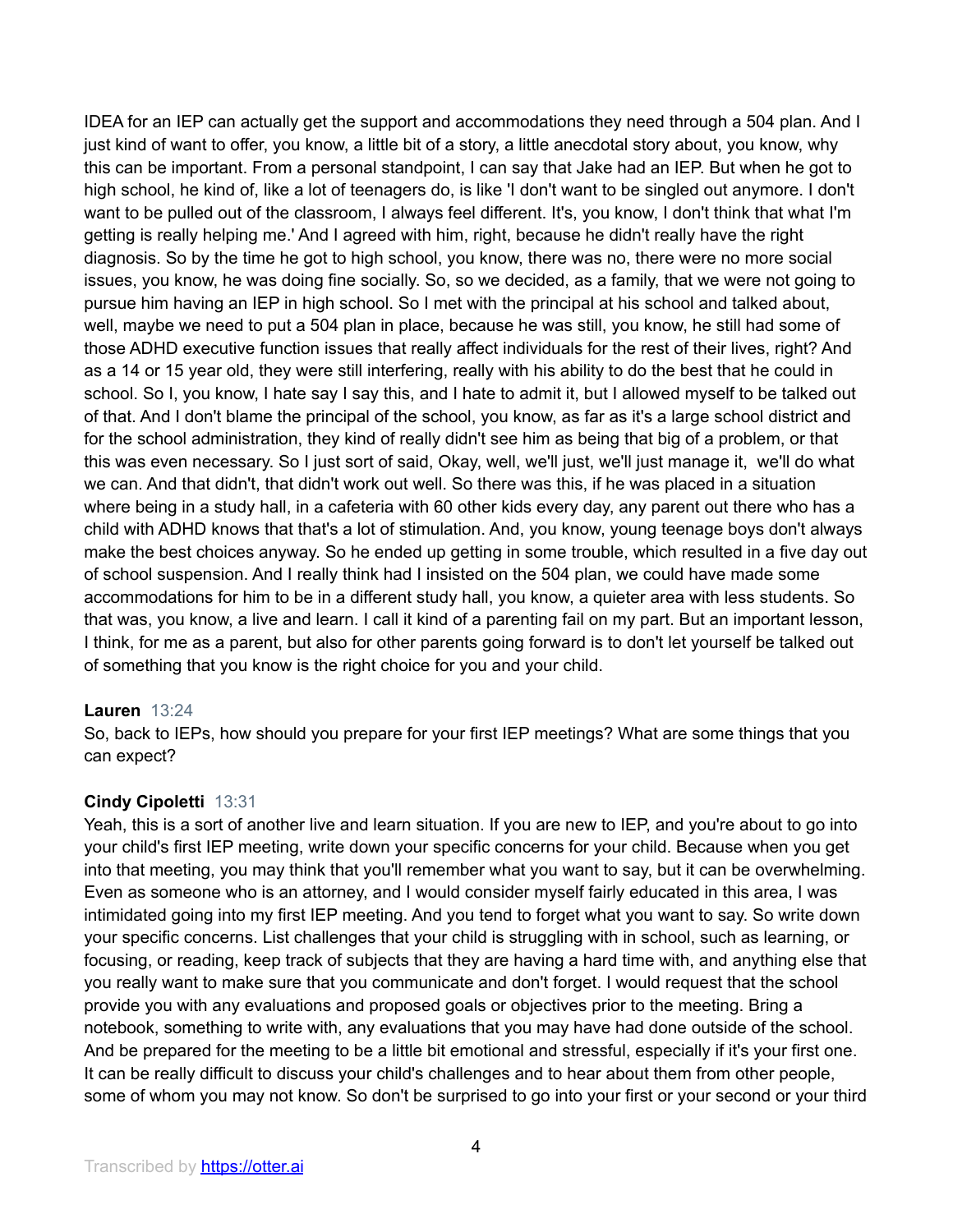IDEA for an IEP can actually get the support and accommodations they need through a 504 plan. And I just kind of want to offer, you know, a little bit of a story, a little anecdotal story about, you know, why this can be important. From a personal standpoint, I can say that Jake had an IEP. But when he got to high school, he kind of, like a lot of teenagers do, is like 'I don't want to be singled out anymore. I don't want to be pulled out of the classroom, I always feel different. It's, you know, I don't think that what I'm getting is really helping me.' And I agreed with him, right, because he didn't really have the right diagnosis. So by the time he got to high school, you know, there was no, there were no more social issues, you know, he was doing fine socially. So, so we decided, as a family, that we were not going to pursue him having an IEP in high school. So I met with the principal at his school and talked about, well, maybe we need to put a 504 plan in place, because he was still, you know, he still had some of those ADHD executive function issues that really affect individuals for the rest of their lives, right? And as a 14 or 15 year old, they were still interfering, really with his ability to do the best that he could in school. So I, you know, I hate say I say this, and I hate to admit it, but I allowed myself to be talked out of that. And I don't blame the principal of the school, you know, as far as it's a large school district and for the school administration, they kind of really didn't see him as being that big of a problem, or that this was even necessary. So I just sort of said, Okay, well, we'll just, we'll just manage it, we'll do what we can. And that didn't, that didn't work out well. So there was this, if he was placed in a situation where being in a study hall, in a cafeteria with 60 other kids every day, any parent out there who has a child with ADHD knows that that's a lot of stimulation. And, you know, young teenage boys don't always make the best choices anyway. So he ended up getting in some trouble, which resulted in a five day out of school suspension. And I really think had I insisted on the 504 plan, we could have made some accommodations for him to be in a different study hall, you know, a quieter area with less students. So that was, you know, a live and learn. I call it kind of a parenting fail on my part. But an important lesson, I think, for me as a parent, but also for other parents going forward is to don't let yourself be talked out of something that you know is the right choice for you and your child.

**Lauren** 13:24
So, back to IEPs, how should you prepare for your first IEP meetings? What are some things that you can expect?

**Cindy Cipoletti** 13:31
Yeah, this is a sort of another live and learn situation. If you are new to IEP, and you're about to go into your child's first IEP meeting, write down your specific concerns for your child. Because when you get into that meeting, you may think that you'll remember what you want to say, but it can be overwhelming. Even as someone who is an attorney, and I would consider myself fairly educated in this area, I was intimidated going into my first IEP meeting. And you tend to forget what you want to say. So write down your specific concerns. List challenges that your child is struggling with in school, such as learning, or focusing, or reading, keep track of subjects that they are having a hard time with, and anything else that you really want to make sure that you communicate and don't forget. I would request that the school provide you with any evaluations and proposed goals or objectives prior to the meeting. Bring a notebook, something to write with, any evaluations that you may have had done outside of the school. And be prepared for the meeting to be a little bit emotional and stressful, especially if it's your first one. It can be really difficult to discuss your child's challenges and to hear about them from other people, some of whom you may not know. So don't be surprised to go into your first or your second or your third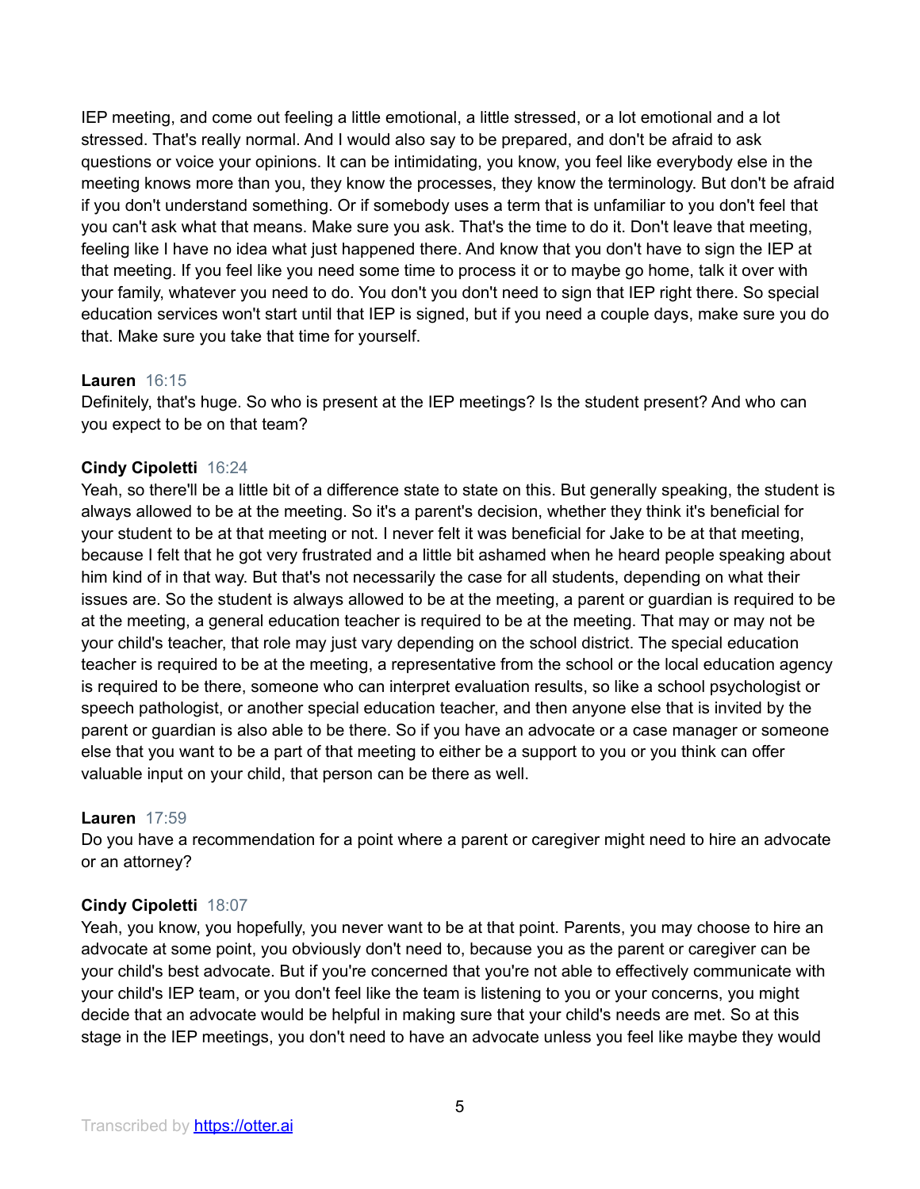IEP meeting, and come out feeling a little emotional, a little stressed, or a lot emotional and a lot stressed. That's really normal. And I would also say to be prepared, and don't be afraid to ask questions or voice your opinions. It can be intimidating, you know, you feel like everybody else in the meeting knows more than you, they know the processes, they know the terminology. But don't be afraid if you don't understand something. Or if somebody uses a term that is unfamiliar to you don't feel that you can't ask what that means. Make sure you ask. That's the time to do it. Don't leave that meeting, feeling like I have no idea what just happened there. And know that you don't have to sign the IEP at that meeting. If you feel like you need some time to process it or to maybe go home, talk it over with your family, whatever you need to do. You don't you don't need to sign that IEP right there. So special education services won't start until that IEP is signed, but if you need a couple days, make sure you do that. Make sure you take that time for yourself.

**Lauren** 16:15
Definitely, that's huge. So who is present at the IEP meetings? Is the student present? And who can you expect to be on that team?

**Cindy Cipoletti** 16:24
Yeah, so there'll be a little bit of a difference state to state on this. But generally speaking, the student is always allowed to be at the meeting. So it's a parent's decision, whether they think it's beneficial for your student to be at that meeting or not. I never felt it was beneficial for Jake to be at that meeting, because I felt that he got very frustrated and a little bit ashamed when he heard people speaking about him kind of in that way. But that's not necessarily the case for all students, depending on what their issues are. So the student is always allowed to be at the meeting, a parent or guardian is required to be at the meeting, a general education teacher is required to be at the meeting. That may or may not be your child's teacher, that role may just vary depending on the school district. The special education teacher is required to be at the meeting, a representative from the school or the local education agency is required to be there, someone who can interpret evaluation results, so like a school psychologist or speech pathologist, or another special education teacher, and then anyone else that is invited by the parent or guardian is also able to be there. So if you have an advocate or a case manager or someone else that you want to be a part of that meeting to either be a support to you or you think can offer valuable input on your child, that person can be there as well.

**Lauren** 17:59
Do you have a recommendation for a point where a parent or caregiver might need to hire an advocate or an attorney?

**Cindy Cipoletti** 18:07
Yeah, you know, you hopefully, you never want to be at that point. Parents, you may choose to hire an advocate at some point, you obviously don't need to, because you as the parent or caregiver can be your child's best advocate. But if you're concerned that you're not able to effectively communicate with your child's IEP team, or you don't feel like the team is listening to you or your concerns, you might decide that an advocate would be helpful in making sure that your child's needs are met. So at this stage in the IEP meetings, you don't need to have an advocate unless you feel like maybe they would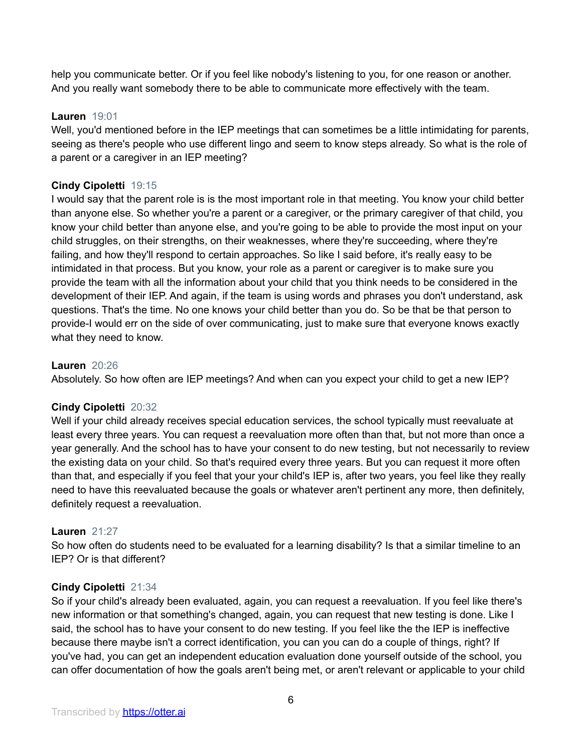help you communicate better. Or if you feel like nobody's listening to you, for one reason or another. And you really want somebody there to be able to communicate more effectively with the team.

**Lauren** 19:01
Well, you'd mentioned before in the IEP meetings that can sometimes be a little intimidating for parents, seeing as there's people who use different lingo and seem to know steps already. So what is the role of a parent or a caregiver in an IEP meeting?

**Cindy Cipoletti** 19:15
I would say that the parent role is is the most important role in that meeting. You know your child better than anyone else. So whether you're a parent or a caregiver, or the primary caregiver of that child, you know your child better than anyone else, and you're going to be able to provide the most input on your child struggles, on their strengths, on their weaknesses, where they're succeeding, where they're failing, and how they'll respond to certain approaches. So like I said before, it's really easy to be intimidated in that process. But you know, your role as a parent or caregiver is to make sure you provide the team with all the information about your child that you think needs to be considered in the development of their IEP. And again, if the team is using words and phrases you don't understand, ask questions. That's the time. No one knows your child better than you do. So be that be that person to provide-I would err on the side of over communicating, just to make sure that everyone knows exactly what they need to know.

**Lauren** 20:26
Absolutely. So how often are IEP meetings? And when can you expect your child to get a new IEP?

**Cindy Cipoletti** 20:32
Well if your child already receives special education services, the school typically must reevaluate at least every three years. You can request a reevaluation more often than that, but not more than once a year generally. And the school has to have your consent to do new testing, but not necessarily to review the existing data on your child. So that's required every three years. But you can request it more often than that, and especially if you feel that your your child's IEP is, after two years, you feel like they really need to have this reevaluated because the goals or whatever aren't pertinent any more, then definitely, definitely request a reevaluation.

**Lauren** 21:27
So how often do students need to be evaluated for a learning disability? Is that a similar timeline to an IEP? Or is that different?

**Cindy Cipoletti** 21:34
So if your child's already been evaluated, again, you can request a reevaluation. If you feel like there's new information or that something's changed, again, you can request that new testing is done. Like I said, the school has to have your consent to do new testing. If you feel like the the IEP is ineffective because there maybe isn't a correct identification, you can you can do a couple of things, right? If you've had, you can get an independent education evaluation done yourself outside of the school, you can offer documentation of how the goals aren't being met, or aren't relevant or applicable to your child

Transcribed by https://otter.ai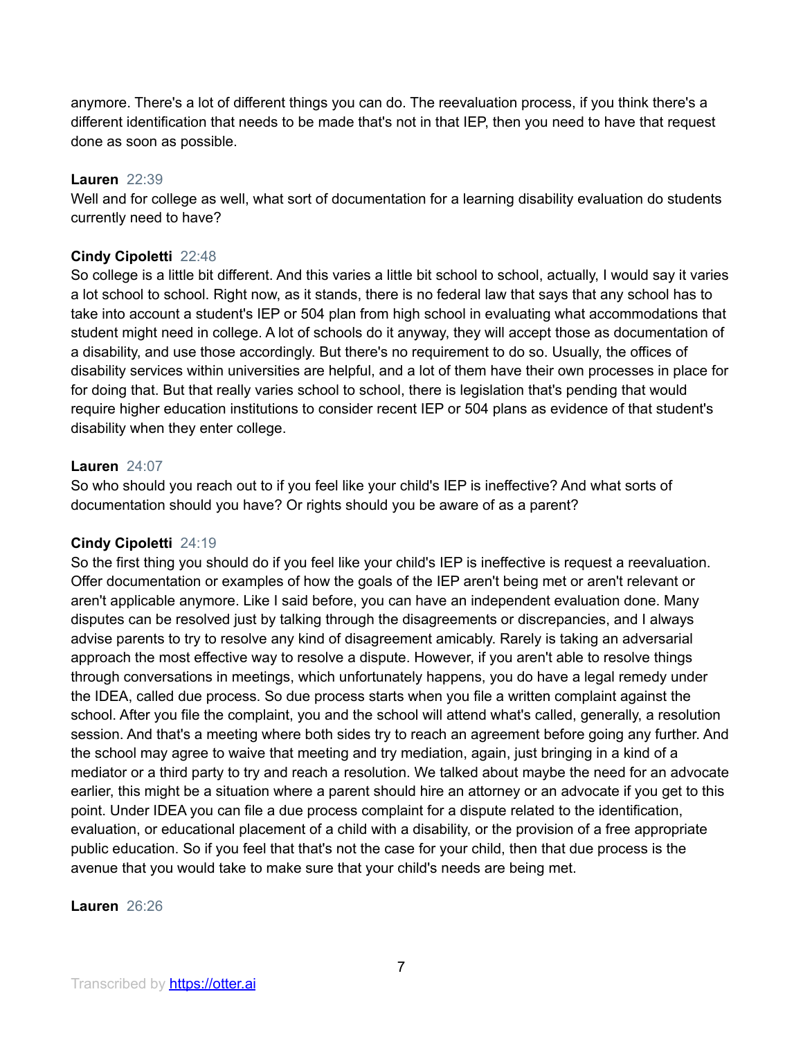anymore. There's a lot of different things you can do. The reevaluation process, if you think there's a different identification that needs to be made that's not in that IEP, then you need to have that request done as soon as possible.

**Lauren** 22:39
Well and for college as well, what sort of documentation for a learning disability evaluation do students currently need to have?

**Cindy Cipoletti** 22:48
So college is a little bit different. And this varies a little bit school to school, actually, I would say it varies a lot school to school. Right now, as it stands, there is no federal law that says that any school has to take into account a student's IEP or 504 plan from high school in evaluating what accommodations that student might need in college. A lot of schools do it anyway, they will accept those as documentation of a disability, and use those accordingly. But there's no requirement to do so. Usually, the offices of disability services within universities are helpful, and a lot of them have their own processes in place for for doing that. But that really varies school to school, there is legislation that's pending that would require higher education institutions to consider recent IEP or 504 plans as evidence of that student's disability when they enter college.

**Lauren** 24:07
So who should you reach out to if you feel like your child's IEP is ineffective? And what sorts of documentation should you have? Or rights should you be aware of as a parent?

**Cindy Cipoletti** 24:19
So the first thing you should do if you feel like your child's IEP is ineffective is request a reevaluation. Offer documentation or examples of how the goals of the IEP aren't being met or aren't relevant or aren't applicable anymore. Like I said before, you can have an independent evaluation done. Many disputes can be resolved just by talking through the disagreements or discrepancies, and I always advise parents to try to resolve any kind of disagreement amicably. Rarely is taking an adversarial approach the most effective way to resolve a dispute. However, if you aren't able to resolve things through conversations in meetings, which unfortunately happens, you do have a legal remedy under the IDEA, called due process. So due process starts when you file a written complaint against the school. After you file the complaint, you and the school will attend what's called, generally, a resolution session. And that's a meeting where both sides try to reach an agreement before going any further. And the school may agree to waive that meeting and try mediation, again, just bringing in a kind of a mediator or a third party to try and reach a resolution. We talked about maybe the need for an advocate earlier, this might be a situation where a parent should hire an attorney or an advocate if you get to this point. Under IDEA you can file a due process complaint for a dispute related to the identification, evaluation, or educational placement of a child with a disability, or the provision of a free appropriate public education. So if you feel that that's not the case for your child, then that due process is the avenue that you would take to make sure that your child's needs are being met.

**Lauren** 26:26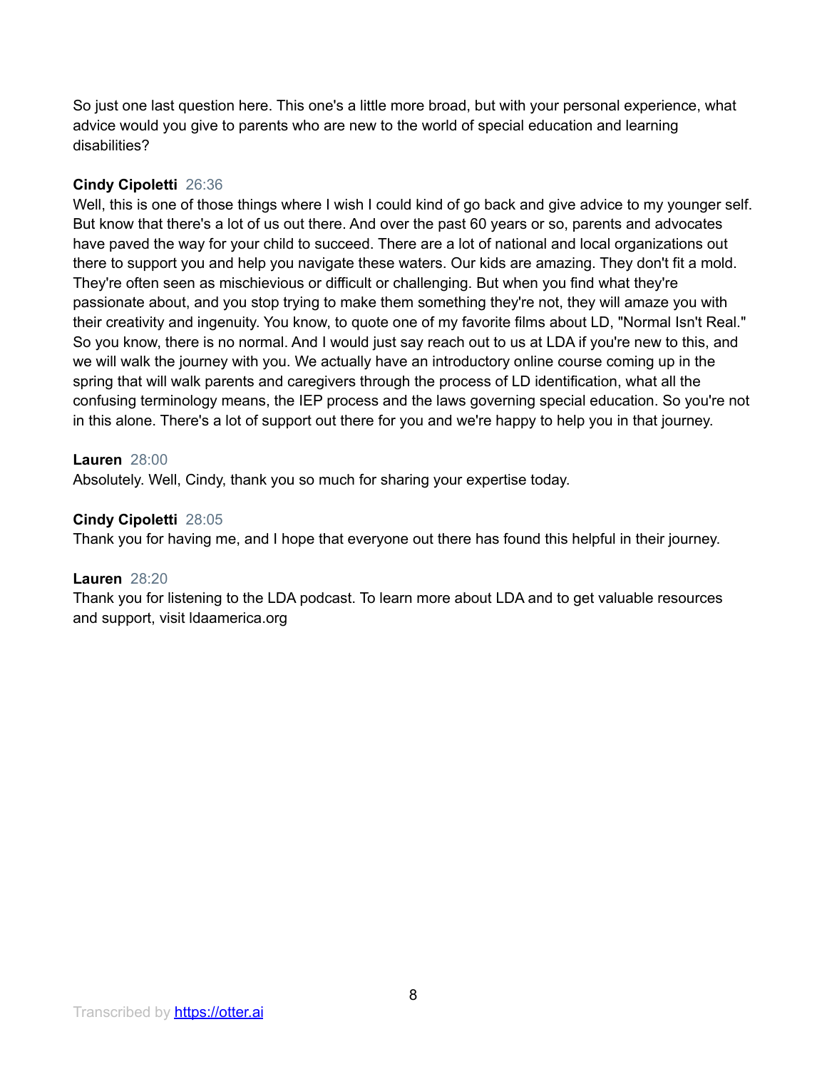So just one last question here. This one's a little more broad, but with your personal experience, what advice would you give to parents who are new to the world of special education and learning disabilities?

**Cindy Cipoletti** 26:36
Well, this is one of those things where I wish I could kind of go back and give advice to my younger self. But know that there's a lot of us out there. And over the past 60 years or so, parents and advocates have paved the way for your child to succeed. There are a lot of national and local organizations out there to support you and help you navigate these waters. Our kids are amazing. They don't fit a mold. They're often seen as mischievious or difficult or challenging. But when you find what they're passionate about, and you stop trying to make them something they're not, they will amaze you with their creativity and ingenuity. You know, to quote one of my favorite films about LD, "Normal Isn't Real." So you know, there is no normal. And I would just say reach out to us at LDA if you're new to this, and we will walk the journey with you. We actually have an introductory online course coming up in the spring that will walk parents and caregivers through the process of LD identification, what all the confusing terminology means, the IEP process and the laws governing special education. So you're not in this alone. There's a lot of support out there for you and we're happy to help you in that journey.

**Lauren** 28:00
Absolutely. Well, Cindy, thank you so much for sharing your expertise today.

**Cindy Cipoletti** 28:05
Thank you for having me, and I hope that everyone out there has found this helpful in their journey.

**Lauren** 28:20
Thank you for listening to the LDA podcast. To learn more about LDA and to get valuable resources and support, visit ldaamerica.org

Transcribed by https://otter.ai